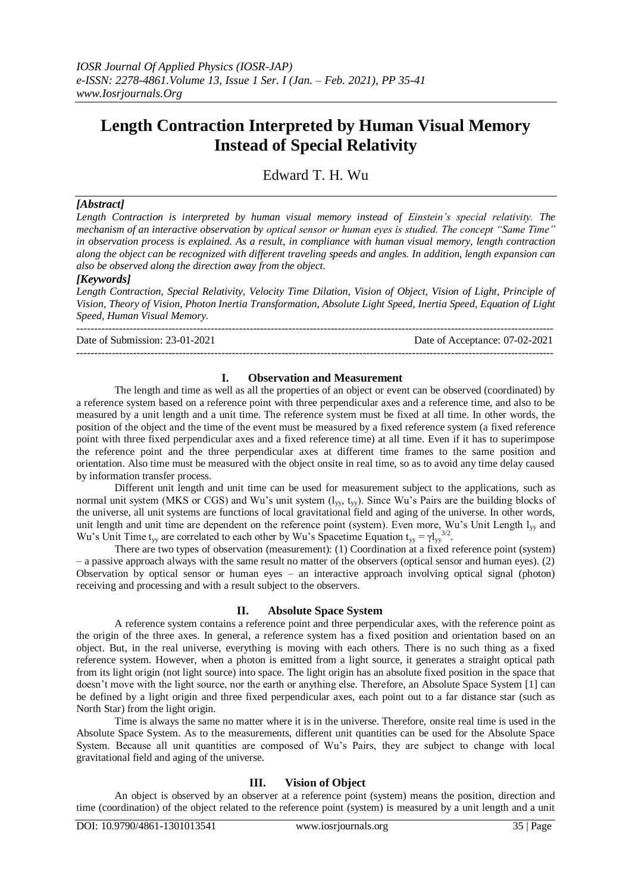# Length Contraction Interpreted by Human Visual Memory Instead of Special Relativity

Edward T. H. Wu

## *[Abstract]*

*Length Contraction is interpreted by human visual memory instead of Einstein's special relativity. The mechanism of an interactive observation by optical sensor or human eyes is studied. The concept "Same Time" in observation process is explained. As a result, in compliance with human visual memory, length contraction along the object can be recognized with different traveling speeds and angles. In addition, length expansion can also be observed along the direction away from the object.*

## *[Keywords]*

*Length Contraction, Special Relativity, Velocity Time Dilation, Vision of Object, Vision of Light, Principle of Vision, Theory of Vision, Photon Inertia Transformation, Absolute Light Speed, Inertia Speed, Equation of Light Speed, Human Visual Memory.*

Date of Submission: 23-01-2021 | Date of Acceptance: 07-02-2021

## I. Observation and Measurement

The length and time as well as all the properties of an object or event can be observed (coordinated) by a reference system based on a reference point with three perpendicular axes and a reference time, and also to be measured by a unit length and a unit time. The reference system must be fixed at all time. In other words, the position of the object and the time of the event must be measured by a fixed reference system (a fixed reference point with three fixed perpendicular axes and a fixed reference time) at all time. Even if it has to superimpose the reference point and the three perpendicular axes at different time frames to the same position and orientation. Also time must be measured with the object onsite in real time, so as to avoid any time delay caused by information transfer process.

Different unit length and unit time can be used for measurement subject to the applications, such as normal unit system (MKS or CGS) and Wu's unit system ($l_{yy}$, $t_{yy}$). Since Wu's Pairs are the building blocks of the universe, all unit systems are functions of local gravitational field and aging of the universe. In other words, unit length and unit time are dependent on the reference point (system). Even more, Wu's Unit Length $l_{yy}$ and Wu's Unit Time $t_{yy}$ are correlated to each other by Wu's Spacetime Equation $t_{yy} = \gamma l_{yy}^{3/2}$.

There are two types of observation (measurement): (1) Coordination at a fixed reference point (system) – a passive approach always with the same result no matter of the observers (optical sensor and human eyes). (2) Observation by optical sensor or human eyes – an interactive approach involving optical signal (photon) receiving and processing and with a result subject to the observers.

## II. Absolute Space System

A reference system contains a reference point and three perpendicular axes, with the reference point as the origin of the three axes. In general, a reference system has a fixed position and orientation based on an object. But, in the real universe, everything is moving with each others. There is no such thing as a fixed reference system. However, when a photon is emitted from a light source, it generates a straight optical path from its light origin (not light source) into space. The light origin has an absolute fixed position in the space that doesn't move with the light source, nor the earth or anything else. Therefore, an Absolute Space System [1] can be defined by a light origin and three fixed perpendicular axes, each point out to a far distance star (such as North Star) from the light origin.

Time is always the same no matter where it is in the universe. Therefore, onsite real time is used in the Absolute Space System. As to the measurements, different unit quantities can be used for the Absolute Space System. Because all unit quantities are composed of Wu's Pairs, they are subject to change with local gravitational field and aging of the universe.

## III. Vision of Object

An object is observed by an observer at a reference point (system) means the position, direction and time (coordination) of the object related to the reference point (system) is measured by a unit length and a unit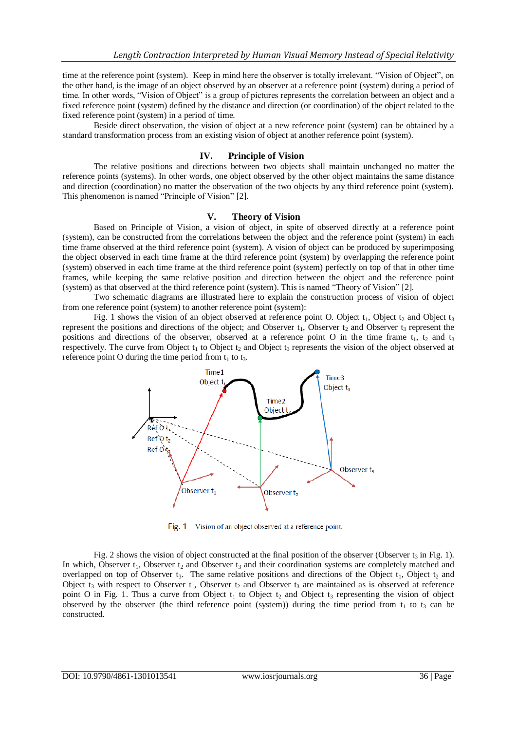time at the reference point (system). Keep in mind here the observer is totally irrelevant. "Vision of Object", on the other hand, is the image of an object observed by an observer at a reference point (system) during a period of time. In other words, "Vision of Object" is a group of pictures represents the correlation between an object and a fixed reference point (system) defined by the distance and direction (or coordination) of the object related to the fixed reference point (system) in a period of time.

Beside direct observation, the vision of object at a new reference point (system) can be obtained by a standard transformation process from an existing vision of object at another reference point (system).

## IV. Principle of Vision

The relative positions and directions between two objects shall maintain unchanged no matter the reference points (systems). In other words, one object observed by the other object maintains the same distance and direction (coordination) no matter the observation of the two objects by any third reference point (system). This phenomenon is named "Principle of Vision" [2].

## V. Theory of Vision

Based on Principle of Vision, a vision of object, in spite of observed directly at a reference point (system), can be constructed from the correlations between the object and the reference point (system) in each time frame observed at the third reference point (system). A vision of object can be produced by superimposing the object observed in each time frame at the third reference point (system) by overlapping the reference point (system) observed in each time frame at the third reference point (system) perfectly on top of that in other time frames, while keeping the same relative position and direction between the object and the reference point (system) as that observed at the third reference point (system). This is named "Theory of Vision" [2].

Two schematic diagrams are illustrated here to explain the construction process of vision of object from one reference point (system) to another reference point (system):

Fig. 1 shows the vision of an object observed at reference point O. Object $t_1$, Object $t_2$ and Object $t_3$ represent the positions and directions of the object; and Observer $t_1$, Observer $t_2$ and Observer $t_3$ represent the positions and directions of the observer, observed at a reference point O in the time frame $t_1$, $t_2$ and $t_3$ respectively. The curve from Object $t_1$ to Object $t_2$ and Object $t_3$ represents the vision of the object observed at reference point O during the time period from $t_1$ to $t_3$.

Fig. 1 Vision of an object observed at a reference point.

Fig. 2 shows the vision of object constructed at the final position of the observer (Observer $t_3$ in Fig. 1). In which, Observer $t_1$, Observer $t_2$ and Observer $t_3$ and their coordination systems are completely matched and overlapped on top of Observer $t_3$. The same relative positions and directions of the Object $t_1$, Object $t_2$ and Object $t_3$ with respect to Observer $t_1$, Observer $t_2$ and Observer $t_3$ are maintained as is observed at reference point O in Fig. 1. Thus a curve from Object $t_1$ to Object $t_2$ and Object $t_3$ representing the vision of object observed by the observer (the third reference point (system)) during the time period from $t_1$ to $t_3$ can be constructed.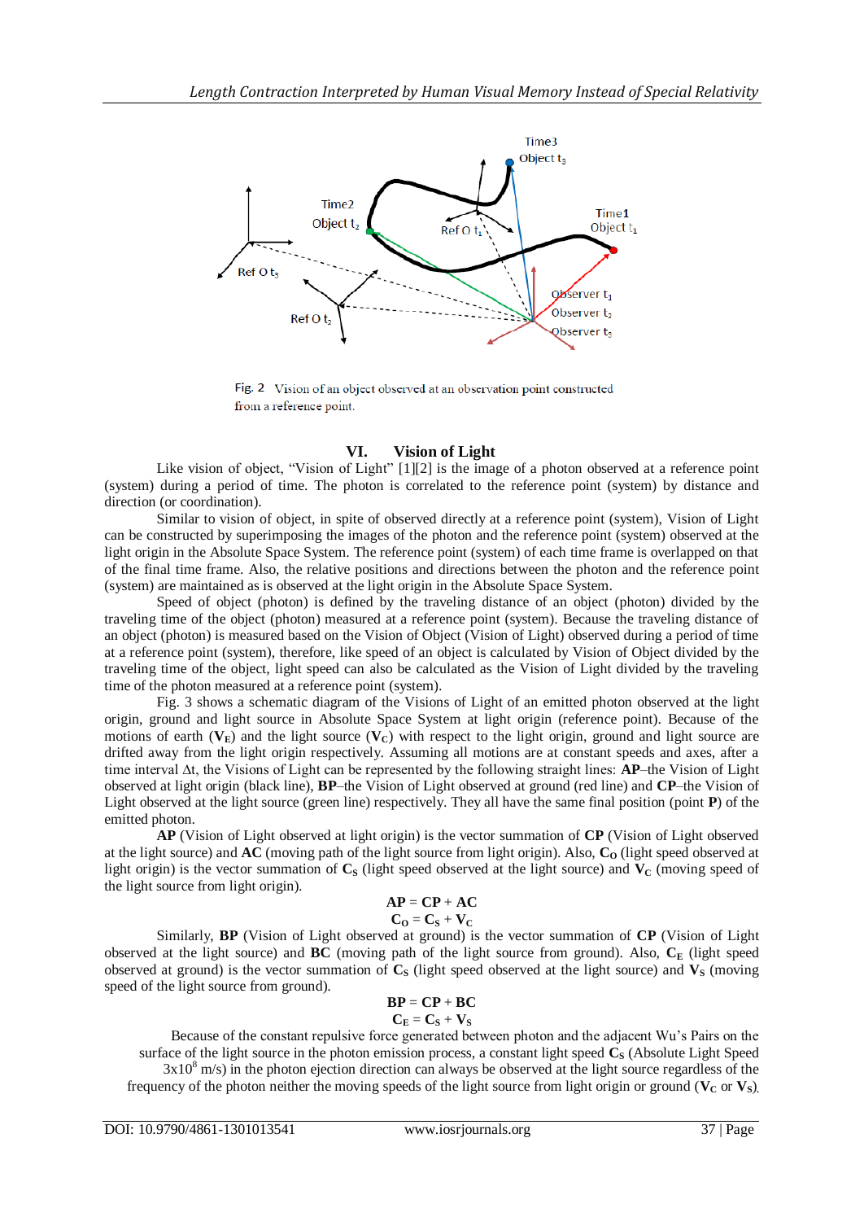Fig. 2 Vision of an object observed at an observation point constructed from a reference point.

## VI. Vision of Light

Like vision of object, “Vision of Light” [1][2] is the image of a photon observed at a reference point (system) during a period of time. The photon is correlated to the reference point (system) by distance and direction (or coordination).

Similar to vision of object, in spite of observed directly at a reference point (system), Vision of Light can be constructed by superimposing the images of the photon and the reference point (system) observed at the light origin in the Absolute Space System. The reference point (system) of each time frame is overlapped on that of the final time frame. Also, the relative positions and directions between the photon and the reference point (system) are maintained as is observed at the light origin in the Absolute Space System.

Speed of object (photon) is defined by the traveling distance of an object (photon) divided by the traveling time of the object (photon) measured at a reference point (system). Because the traveling distance of an object (photon) is measured based on the Vision of Object (Vision of Light) observed during a period of time at a reference point (system), therefore, like speed of an object is calculated by Vision of Object divided by the traveling time of the object, light speed can also be calculated as the Vision of Light divided by the traveling time of the photon measured at reference point (system).

Fig. 3 shows a schematic diagram of the Visions of Light of an emitted photon observed at the light origin, ground and light source in Absolute Space System at light origin (reference point). Because of the motions of earth ($\mathbf{V_E}$) and the light source ($\mathbf{V_C}$) with respect to the light origin, ground and light source are drifted away from the light origin respectively. Assuming all motions are at constant speeds and axes, after a time interval Δt, the Visions of Light can be represented by the following straight lines: **AP**–the Vision of Light observed at light origin (black line), **BP**–the Vision of Light observed at ground (red line) and **CP**–the Vision of Light observed at the light source (green line) respectively. They all have the same final position (point **P**) of the emitted photon.

**AP** (Vision of Light observed at light origin) is the vector summation of **CP** (Vision of Light observed at the light source) and **AC** (moving path of the light source from light origin). Also, $\mathbf{C_O}$ (light speed observed at light origin) is the vector summation of $\mathbf{C_S}$ (light speed observed at the light source) and $\mathbf{V_C}$ (moving speed of the light source from light origin).

$$\mathbf{AP} = \mathbf{CP} + \mathbf{AC}$$

$$\mathbf{C_O} = \mathbf{C_S} + \mathbf{V_C}$$

Similarly, **BP** (Vision of Light observed at ground) is the vector summation of **CP** (Vision of Light observed at the light source) and **BC** (moving path of the light source from ground). Also, $\mathbf{C_E}$ (light speed observed at ground) is the vector summation of $\mathbf{C_S}$ (light speed observed at the light source) and $\mathbf{V_S}$ (moving speed of the light source from ground).

$$\mathbf{BP} = \mathbf{CP} + \mathbf{BC}$$

$$\mathbf{C_E} = \mathbf{C_S} + \mathbf{V_S}$$

Because of the constant repulsive force generated between photon and the adjacent Wu’s Pairs on the surface of the light source in the photon emission process, a constant light speed $\mathbf{C_S}$ (Absolute Light Speed $3\text{x}10^8$ m/s) in the photon ejection direction can always be observed at the light source regardless of the frequency of the photon neither the moving speeds of the light source from light origin or ground ($\mathbf{V_C}$ or $\mathbf{V_S}$).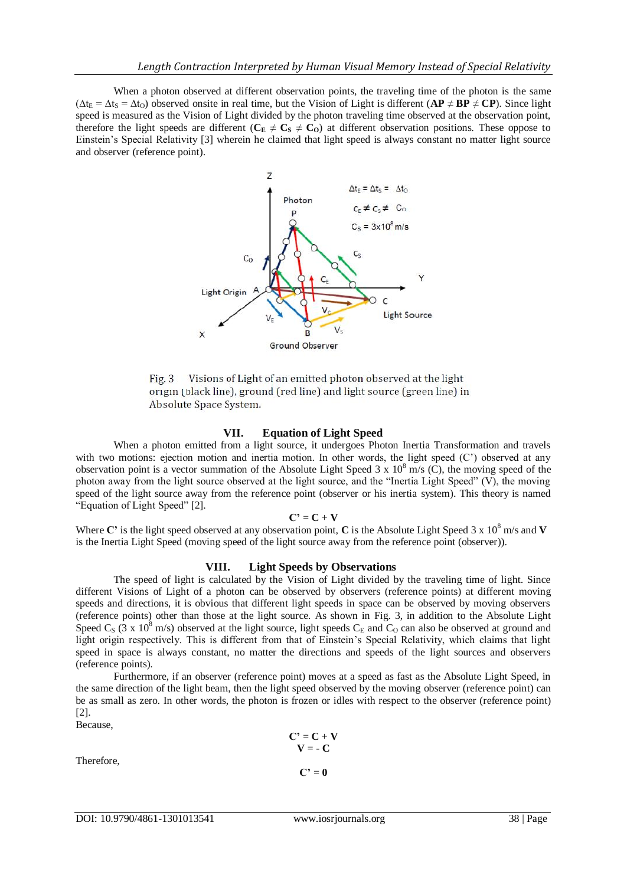When a photon observed at different observation points, the traveling time of the photon is the same ($\Delta t_E = \Delta t_S = \Delta t_O$) observed onsite in real time, but the Vision of Light is different (**AP** $\neq$ **BP** $\neq$ **CP**). Since light speed is measured as the Vision of Light divided by the photon traveling time observed at the observation point, therefore the light speeds are different ($\mathbf{C_E} \neq \mathbf{C_S} \neq \mathbf{C_O}$) at different observation positions. These oppose to Einstein's Special Relativity [3] wherein he claimed that light speed is always constant no matter light source and observer (reference point).

Fig. 3 Visions of Light of an emitted photon observed at the light origin (black line), ground (red line) and light source (green line) in Absolute Space System.

## VII. Equation of Light Speed

When a photon emitted from a light source, it undergoes Photon Inertia Transformation and travels with two motions: ejection motion and inertia motion. In other words, the light speed (C') observed at any observation point is a vector summation of the Absolute Light Speed $3 \times 10^8$ m/s (C), the moving speed of the photon away from the light source observed at the light source, and the "Inertia Light Speed" (V), the moving speed of the light source away from the reference point (observer or his inertia system). This theory is named "Equation of Light Speed" [2].

$$\mathbf{C' = C + V}$$

Where **C'** is the light speed observed at any observation point, **C** is the Absolute Light Speed $3 \times 10^8$ m/s and **V** is the Inertia Light Speed (moving speed of the light source away from the reference point (observer)).

## VIII. Light Speeds by Observations

The speed of light is calculated by the Vision of Light divided by the traveling time of light. Since different Visions of Light of a photon can be observed by observers (reference points) at different moving speeds and directions, it is obvious that different light speeds in space can be observed by moving observers (reference points) other than those at the light source. As shown in Fig. 3, in addition to the Absolute Light Speed $C_S$ ($3 \times 10^8$ m/s) observed at the light source, light speeds $C_E$ and $C_O$ can also be observed at ground and light origin respectively. This is different from that of Einstein's Special Relativity, which claims that light speed in space is always constant, no matter the directions and speeds of the light sources and observers (reference points).

Furthermore, if an observer (reference point) moves at a speed as fast as the Absolute Light Speed, in the same direction of the light beam, then the light speed observed by the moving observer (reference point) can be as small as zero. In other words, the photon is frozen or idles with respect to the observer (reference point) [2].

Because,

$$\mathbf{C' = C + V}$$

$$\mathbf{V = -C}$$

Therefore,

$$\mathbf{C' = 0}$$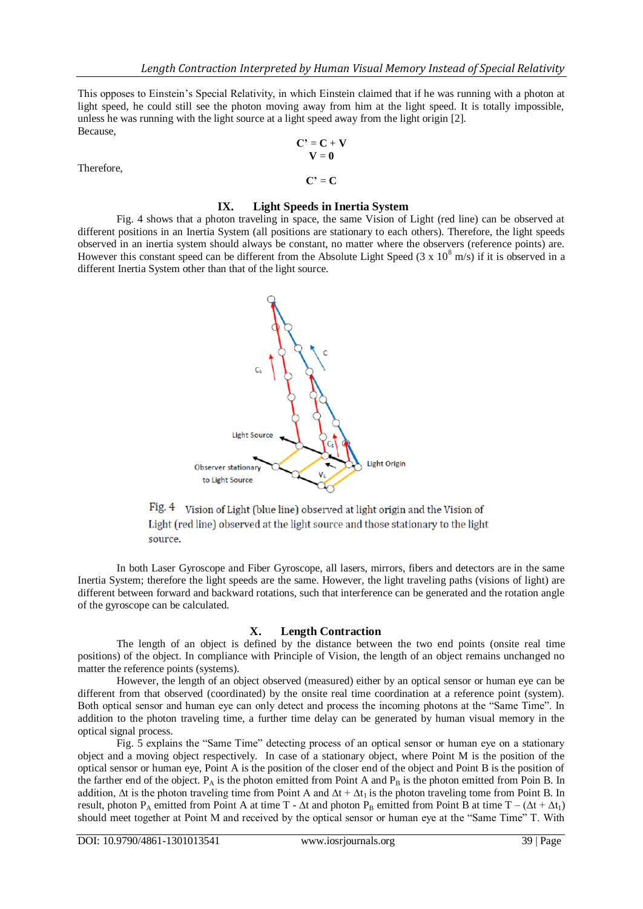This opposes to Einstein's Special Relativity, in which Einstein claimed that if he was running with a photon at light speed, he could still see the photon moving away from him at the light speed. It is totally impossible, unless he was running with the light source at a light speed away from the light origin [2].

Because,

$$\mathbf{C' = C + V}$$

$$\mathbf{V = 0}$$

Therefore,

$$\mathbf{C' = C}$$

## IX. Light Speeds in Inertia System

Fig. 4 shows that a photon traveling in space, the same Vision of Light (red line) can be observed at different positions in an Inertia System (all positions are stationary to each others). Therefore, the light speeds observed in an inertia system should always be constant, no matter where the observers (reference points) are. However this constant speed can be different from the Absolute Light Speed ($3 \times 10^8$ m/s) if it is observed in a different Inertia System other than that of the light source.

Fig. 4 Vision of Light (blue line) observed at light origin and the Vision of Light (red line) observed at the light source and those stationary to the light source.

In both Laser Gyroscope and Fiber Gyroscope, all lasers, mirrors, fibers and detectors are in the same Inertia System; therefore the light speeds are the same. However, the light traveling paths (visions of light) are different between forward and backward rotations, such that interference can be generated and the rotation angle of the gyroscope can be calculated.

## X. Length Contraction

The length of an object is defined by the distance between the two end points (onsite real time positions) of the object. In compliance with Principle of Vision, the length of an object remains unchanged no matter the reference points (systems).

However, the length of an object observed (measured) either by an optical sensor or human eye can be different from that observed (coordinated) by the onsite real time coordination at a reference point (system). Both optical sensor and human eye can only detect and process the incoming photons at the "Same Time". In addition to the photon traveling time, a further time delay can be generated by human visual memory in the optical signal process.

Fig. 5 explains the "Same Time" detecting process of an optical sensor or human eye on a stationary object and a moving object respectively. In case of a stationary object, where Point M is the position of the optical sensor or human eye, Point A is the position of the closer end of the object and Point B is the position of the farther end of the object. $P_A$ is the photon emitted from Point A and $P_B$ is the photon emitted from Poin B. In addition, $\Delta t$ is the photon traveling time from Point A and $\Delta t + \Delta t_l$ is the photon traveling tome from Point B. In result, photon $P_A$ emitted from Point A at time $T - \Delta t$ and photon $P_B$ emitted from Point B at time $T - (\Delta t + \Delta t_l)$ should meet together at Point M and received by the optical sensor or human eye at the "Same Time" T. With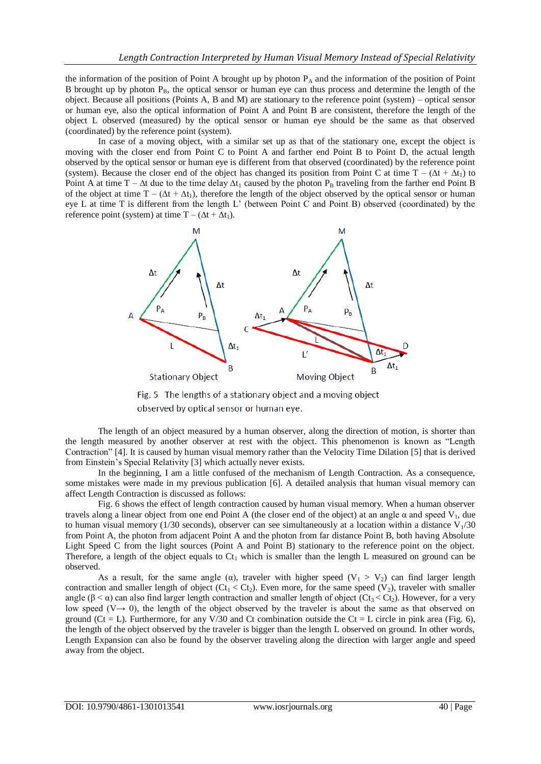the information of the position of Point A brought up by photon $P_A$ and the information of the position of Point B brought up by photon $P_B$, the optical sensor or human eye can thus process and determine the length of the object. Because all positions (Points A, B and M) are stationary to the reference point (system) – optical sensor or human eye, also the optical information of Point A and Point B are consistent, therefore the length of the object L observed (measured) by the optical sensor or human eye should be the same as that observed (coordinated) by the reference point (system).

In case of a moving object, with a similar set up as that of the stationary one, except the object is moving with the closer end from Point C to Point A and farther end Point B to Point D, the actual length observed by the optical sensor or human eye is different from that observed (coordinated) by the reference point (system). Because the closer end of the object has changed its position from Point C at time $T - (\Delta t + \Delta t_1)$ to Point A at time $T - \Delta t$ due to the time delay $\Delta t_1$ caused by the photon $P_B$ traveling from the farther end Point B of the object at time $T - (\Delta t + \Delta t_1)$, therefore the length of the object observed by the optical sensor or human eye L at time T is different from the length L' (between Point C and Point B) observed (coordinated) by the reference point (system) at time $T - (\Delta t + \Delta t_1)$.

Fig. 5 The lengths of a stationary object and a moving object observed by optical sensor or human eye.

The length of an object measured by a human observer, along the direction of motion, is shorter than the length measured by another observer at rest with the object. This phenomenon is known as "Length Contraction" [4]. It is caused by human visual memory rather than the Velocity Time Dilation [5] that is derived from Einstein's Special Relativity [3] which actually never exists.

In the beginning, I am a little confused of the mechanism of Length Contraction. As a consequence, some mistakes were made in my previous publication [6]. A detailed analysis that human visual memory can affect Length Contraction is discussed as follows:

Fig. 6 shows the effect of length contraction caused by human visual memory. When a human observer travels along a linear object from one end Point A (the closer end of the object) at an angle α and speed $V_1$, due to human visual memory (1/30 seconds), observer can see simultaneously at a location within a distance $V_1/30$ from Point A, the photon from adjacent Point A and the photon from far distance Point B, both having Absolute Light Speed C from the light sources (Point A and Point B) stationary to the reference point on the object. Therefore, a length of the object equals to $Ct_1$ which is smaller than the length L measured on ground can be observed.

As a result, for the same angle (α), traveler with higher speed ($V_1 > V_2$) can find larger length contraction and smaller length of object ($Ct_1 < Ct_2$). Even more, for the same speed ($V_2$), traveler with smaller angle ($\beta < \alpha$) can also find larger length contraction and smaller length of object ($Ct_3 < Ct_2$). However, for a very low speed ($V \rightarrow 0$), the length of the object observed by the traveler is about the same as that observed on ground ($Ct = L$). Furthermore, for any V/30 and Ct combination outside the Ct = L circle in pink area (Fig. 6), the length of the object observed by the traveler is bigger than the length L observed on ground. In other words, Length Expansion can also be found by the observer traveling along the direction with larger angle and speed away from the object.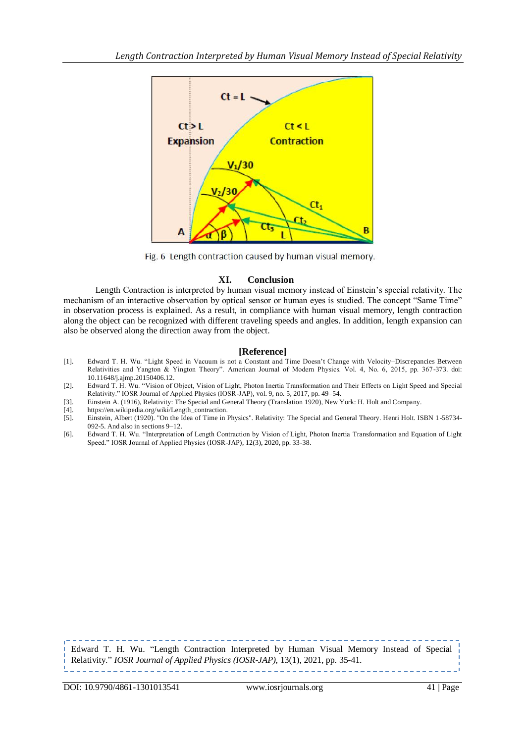Ct = L

Ct > L

Expansion

Ct < L

Contraction

$V_1/30$

$V_2/30$

$Ct_1$

$Ct_2$

$Ct_3$

A

B

L

α

β

Fig. 6 Length contraction caused by human visual memory.

## XI. Conclusion

Length Contraction is interpreted by human visual memory instead of Einstein's special relativity. The mechanism of an interactive observation by optical sensor or human eyes is studied. The concept "Same Time" in observation process is explained. As a result, in compliance with human visual memory, length contraction along the object can be recognized with different traveling speeds and angles. In addition, length expansion can also be observed along the direction away from the object.

## [Reference]

[1]. Edward T. H. Wu. "Light Speed in Vacuum is not a Constant and Time Doesn't Change with Velocity–Discrepancies Between Relativities and Yangton & Yington Theory". American Journal of Modern Physics. Vol. 4, No. 6, 2015, pp. 367-373. doi: 10.11648/j.ajmp.20150406.12.

[2]. Edward T. H. Wu. "Vision of Object, Vision of Light, Photon Inertia Transformation and Their Effects on Light Speed and Special Relativity." IOSR Journal of Applied Physics (IOSR-JAP), vol. 9, no. 5, 2017, pp. 49–54.

[3]. Einstein A. (1916), Relativity: The Special and General Theory (Translation 1920), New York: H. Holt and Company.

[4]. https://en.wikipedia.org/wiki/Length_contraction.

[5]. Einstein, Albert (1920). "On the Idea of Time in Physics". Relativity: The Special and General Theory. Henri Holt. ISBN 1-58734-092-5. And also in sections 9–12.

[6]. Edward T. H. Wu. "Interpretation of Length Contraction by Vision of Light, Photon Inertia Transformation and Equation of Light Speed." IOSR Journal of Applied Physics (IOSR-JAP), 12(3), 2020, pp. 33-38.

Edward T. H. Wu. "Length Contraction Interpreted by Human Visual Memory Instead of Special Relativity." *IOSR Journal of Applied Physics (IOSR-JAP),* 13(1), 2021, pp. 35-41.